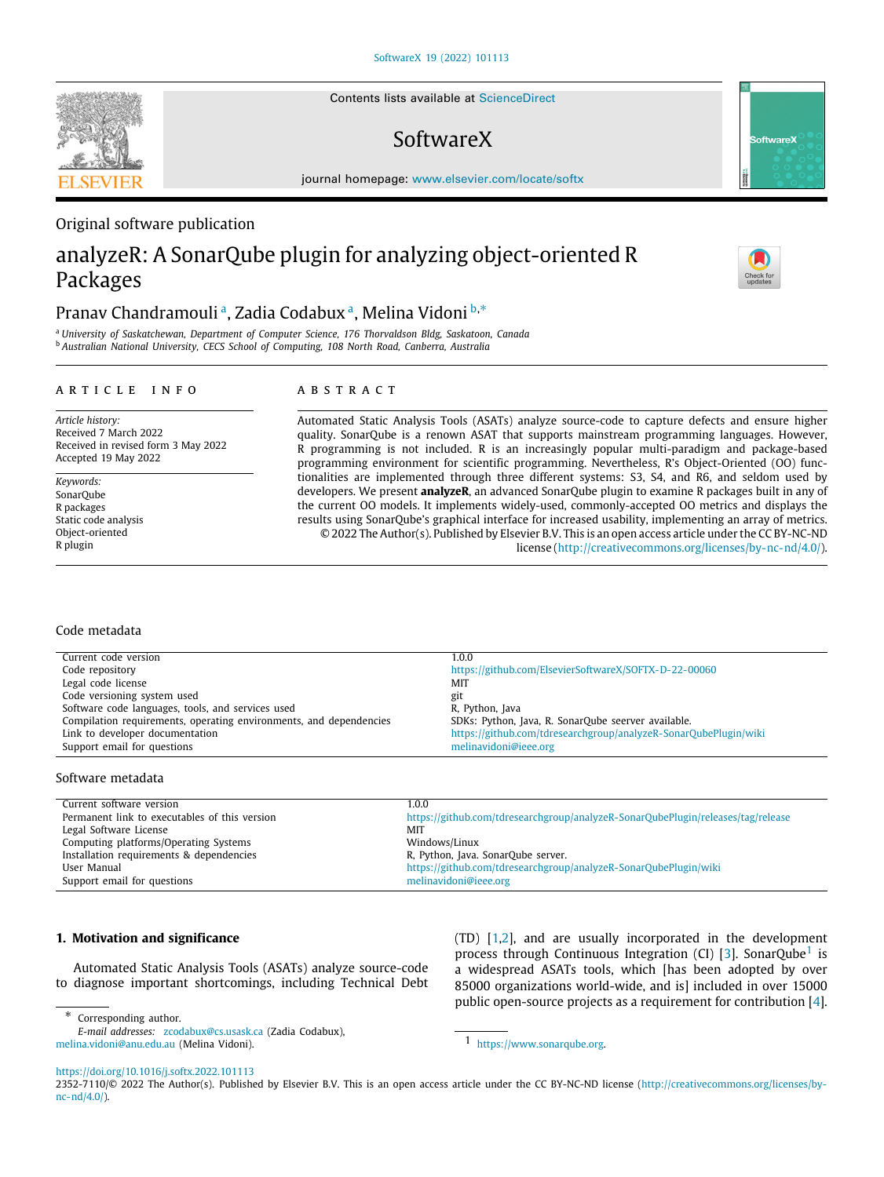Original software publication

# analyzeR: A SonarQube plugin for analyzing object-oriented R Packages

Pranav Chandramouli [a], Zadia Codabux [a], Melina Vidoni [b,*]

[a] University of Saskatchewan, Department of Computer Science, 176 Thorvaldson Bldg, Saskatoon, Canada
[b] Australian National University, CECS School of Computing, 108 North Road, Canberra, Australia

## ARTICLE INFO

*Article history:*
Received 7 March 2022
Received in revised form 3 May 2022
Accepted 19 May 2022

*Keywords:*
SonarQube
R packages
Static code analysis
Object-oriented
R plugin

## ABSTRACT

Automated Static Analysis Tools (ASATs) analyze source-code to capture defects and ensure higher quality. SonarQube is a renown ASAT that supports mainstream programming languages. However, R programming is not included. R is an increasingly popular multi-paradigm and package-based programming environment for scientific programming. Nevertheless, R's Object-Oriented (OO) functionalities are implemented through three different systems: S3, S4, and R6, and seldom used by developers. We present **analyzeR**, an advanced SonarQube plugin to examine R packages built in any of the current OO models. It implements widely-used, commonly-accepted OO metrics and displays the results using SonarQube's graphical interface for increased usability, implementing an array of metrics.

© 2022 The Author(s). Published by Elsevier B.V. This is an open access article under the CC BY-NC-ND license (http://creativecommons.org/licenses/by-nc-nd/4.0/).

## Code metadata

| | |
|---|---|
| Current code version | 1.0.0 |
| Code repository | https://github.com/ElsevierSoftwareX/SOFTX-D-22-00060 |
| Legal code license | MIT |
| Code versioning system used | git |
| Software code languages, tools, and services used | R, Python, Java |
| Compilation requirements, operating environments, and dependencies | SDKs: Python, Java, R. SonarQube seerver available. |
| Link to developer documentation | https://github.com/tdresearchgroup/analyzeR-SonarQubePlugin/wiki |
| Support email for questions | melinavidoni@ieee.org |

## Software metadata

| | |
|---|---|
| Current software version | 1.0.0 |
| Permanent link to executables of this version | https://github.com/tdresearchgroup/analyzeR-SonarQubePlugin/releases/tag/release |
| Legal Software License | MIT |
| Computing platforms/Operating Systems | Windows/Linux |
| Installation requirements & dependencies | R, Python, Java. SonarQube server. |
| User Manual | https://github.com/tdresearchgroup/analyzeR-SonarQubePlugin/wiki |
| Support email for questions | melinavidoni@ieee.org |

## 1. Motivation and significance

Automated Static Analysis Tools (ASATs) analyze source-code to diagnose important shortcomings, including Technical Debt (TD) [1,2], and are usually incorporated in the development process through Continuous Integration (CI) [3]. SonarQube[1] is a widespread ASATs tools, which [has been adopted by over 85000 organizations world-wide, and is] included in over 15000 public open-source projects as a requirement for contribution [4].

\* Corresponding author.
*E-mail addresses:* zcodabux@cs.usask.ca (Zadia Codabux), melina.vidoni@anu.edu.au (Melina Vidoni).

[1] https://www.sonarqube.org.

https://doi.org/10.1016/j.softx.2022.101113
2352-7110/© 2022 The Author(s). Published by Elsevier B.V. This is an open access article under the CC BY-NC-ND license (http://creativecommons.org/licenses/by-nc-nd/4.0/).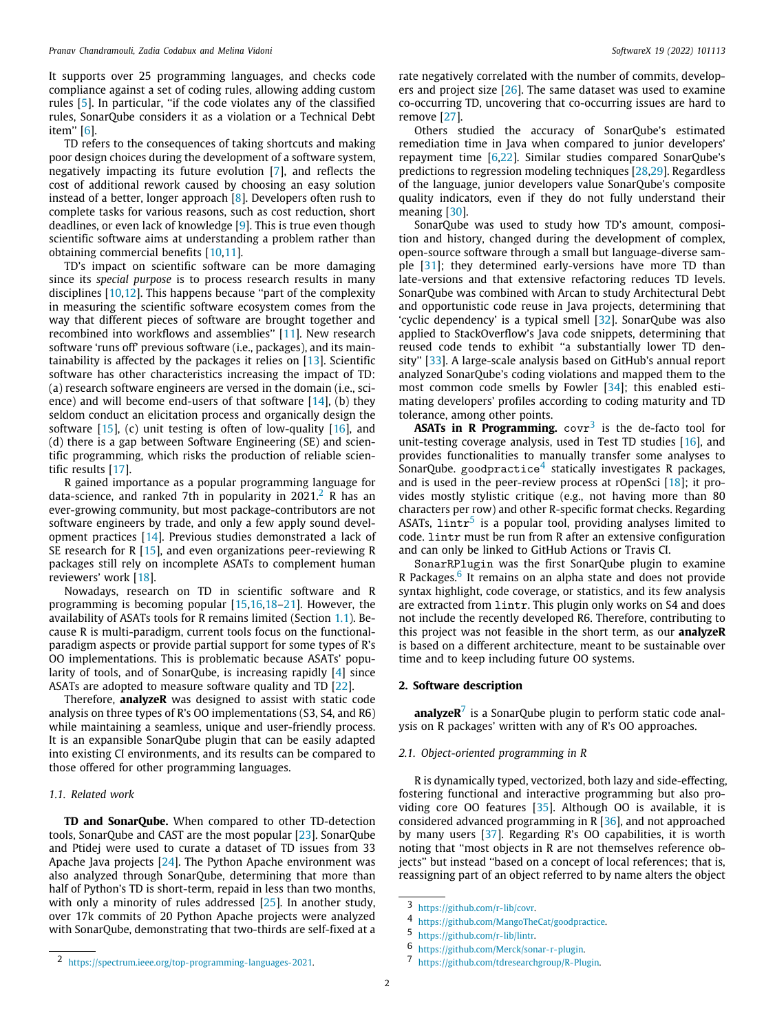It supports over 25 programming languages, and checks code compliance against a set of coding rules, allowing adding custom rules [5]. In particular, "if the code violates any of the classified rules, SonarQube considers it as a violation or a Technical Debt item" [6].

TD refers to the consequences of taking shortcuts and making poor design choices during the development of a software system, negatively impacting its future evolution [7], and reflects the cost of additional rework caused by choosing an easy solution instead of a better, longer approach [8]. Developers often rush to complete tasks for various reasons, such as cost reduction, short deadlines, or even lack of knowledge [9]. This is true even though scientific software aims at understanding a problem rather than obtaining commercial benefits [10,11].

TD's impact on scientific software can be more damaging since its *special purpose* is to process research results in many disciplines [10,12]. This happens because "part of the complexity in measuring the scientific software ecosystem comes from the way that different pieces of software are brought together and recombined into workflows and assemblies" [11]. New research software 'runs off' previous software (i.e., packages), and its maintainability is affected by the packages it relies on [13]. Scientific software has other characteristics increasing the impact of TD: (a) research software engineers are versed in the domain (i.e., science) and will become end-users of that software [14], (b) they seldom conduct an elicitation process and organically design the software [15], (c) unit testing is often of low-quality [16], and (d) there is a gap between Software Engineering (SE) and scientific programming, which risks the production of reliable scientific results [17].

R gained importance as a popular programming language for data-science, and ranked 7th in popularity in 2021.[2] R has an ever-growing community, but most package-contributors are not software engineers by trade, and only a few apply sound development practices [14]. Previous studies demonstrated a lack of SE research for R [15], and even organizations peer-reviewing R packages still rely on incomplete ASATs to complement human reviewers' work [18].

Nowadays, research on TD in scientific software and R programming is becoming popular [15,16,18–21]. However, the availability of ASATs tools for R remains limited (Section 1.1). Because R is multi-paradigm, current tools focus on the functional-paradigm aspects or provide partial support for some types of R's OO implementations. This is problematic because ASATs' popularity of tools, and of SonarQube, is increasing rapidly [4] since ASATs are adopted to measure software quality and TD [22].

Therefore, **analyzeR** was designed to assist with static code analysis on three types of R's OO implementations (S3, S4, and R6) while maintaining a seamless, unique and user-friendly process. It is an expansible SonarQube plugin that can be easily adapted into existing CI environments, and its results can be compared to those offered for other programming languages.

### 1.1. Related work

**TD and SonarQube.** When compared to other TD-detection tools, SonarQube and CAST are the most popular [23]. SonarQube and Ptidej were used to curate a dataset of TD issues from 33 Apache Java projects [24]. The Python Apache environment was also analyzed through SonarQube, determining that more than half of Python's TD is short-term, repaid in less than two months, with only a minority of rules addressed [25]. In another study, over 17k commits of 20 Python Apache projects were analyzed with SonarQube, demonstrating that two-thirds are self-fixed at a rate negatively correlated with the number of commits, developers and project size [26]. The same dataset was used to examine co-occurring TD, uncovering that co-occurring issues are hard to remove [27].

Others studied the accuracy of SonarQube's estimated remediation time in Java when compared to junior developers' repayment time [6,22]. Similar studies compared SonarQube's predictions to regression modeling techniques [28,29]. Regardless of the language, junior developers value SonarQube's composite quality indicators, even if they do not fully understand their meaning [30].

SonarQube was used to study how TD's amount, composition and history, changed during the development of complex, open-source software through a small but language-diverse sample [31]; they determined early-versions have more TD than late-versions and that extensive refactoring reduces TD levels. SonarQube was combined with Arcan to study Architectural Debt and opportunistic code reuse in Java projects, determining that 'cyclic dependency' is a typical smell [32]. SonarQube was also applied to StackOverflow's Java code snippets, determining that reused code tends to exhibit "a substantially lower TD density" [33]. A large-scale analysis based on GitHub's annual report analyzed SonarQube's coding violations and mapped them to the most common code smells by Fowler [34]; this enabled estimating developers' profiles according to coding maturity and TD tolerance, among other points.

**ASATs in R Programming.** `covr`[3] is the de-facto tool for unit-testing coverage analysis, used in Test TD studies [16], and provides functionalities to manually transfer some analyses to SonarQube. `goodpractice`[4] statically investigates R packages, and is used in the peer-review process at rOpenSci [18]; it provides mostly stylistic critique (e.g., not having more than 80 characters per row) and other R-specific format checks. Regarding ASATs, `lintr`[5] is a popular tool, providing analyses limited to code. `lintr` must be run from R after an extensive configuration and can only be linked to GitHub Actions or Travis CI.

`SonarRPlugin` was the first SonarQube plugin to examine R Packages.[6] It remains on an alpha state and does not provide syntax highlight, code coverage, or statistics, and its few analysis are extracted from `lintr`. This plugin only works on S4 and does not include the recently developed R6. Therefore, contributing to this project was not feasible in the short term, as our **analyzeR** is based on a different architecture, meant to be sustainable over time and to keep including future OO systems.

## 2. Software description

**analyzeR**[7] is a SonarQube plugin to perform static code analysis on R packages' written with any of R's OO approaches.

### 2.1. Object-oriented programming in R

R is dynamically typed, vectorized, both lazy and side-effecting, fostering functional and interactive programming but also providing core OO features [35]. Although OO is available, it is considered advanced programming in R [36], and not approached by many users [37]. Regarding R's OO capabilities, it is worth noting that "most objects in R are not themselves reference objects" but instead "based on a concept of local references; that is, reassigning part of an object referred to by name alters the object

---

[2] https://spectrum.ieee.org/top-programming-languages-2021.

[3] https://github.com/r-lib/covr.

[4] https://github.com/MangoTheCat/goodpractice.

[5] https://github.com/r-lib/lintr.

[6] https://github.com/Merck/sonar-r-plugin.

[7] https://github.com/tdresearchgroup/R-Plugin.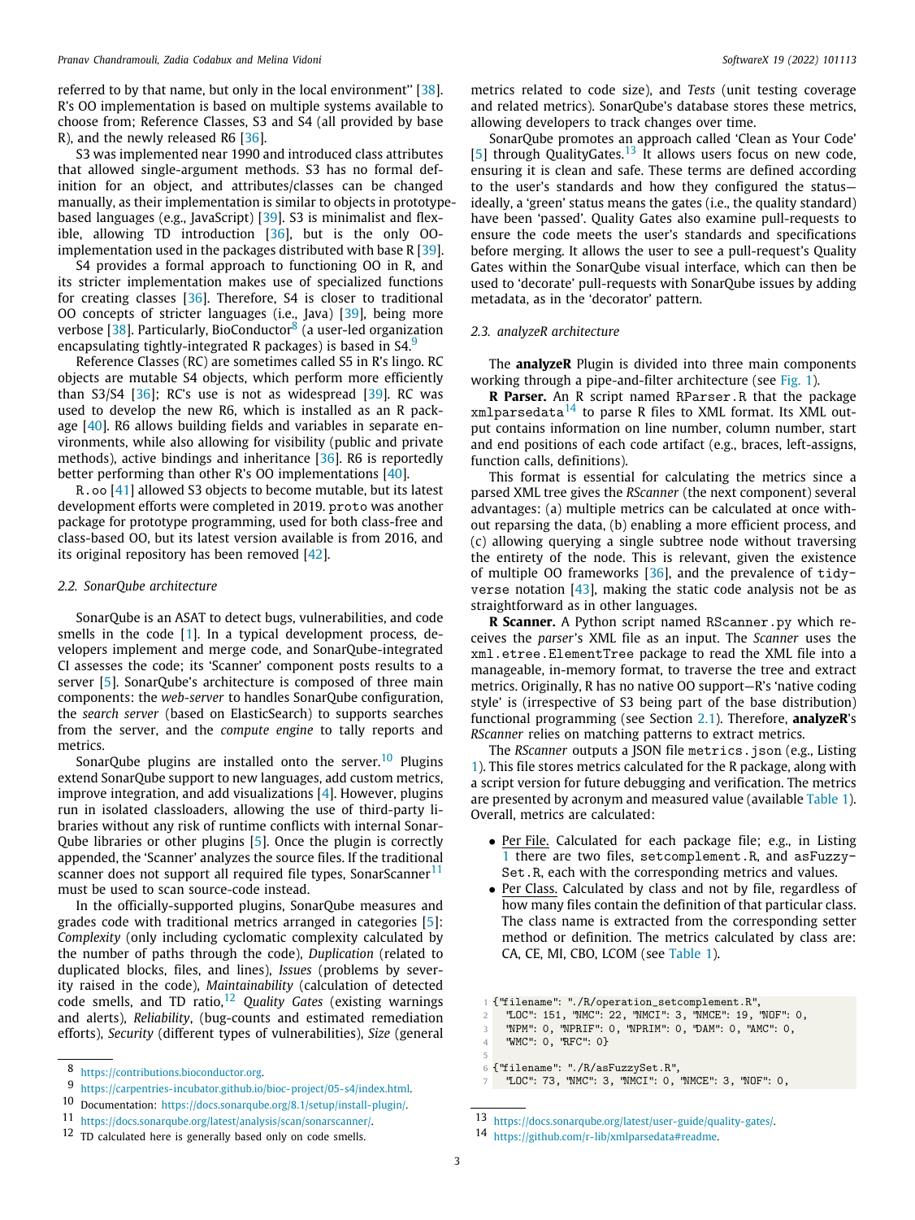referred to by that name, but only in the local environment'' [38]. R's OO implementation is based on multiple systems available to choose from; Reference Classes, S3 and S4 (all provided by base R), and the newly released R6 [36].

S3 was implemented near 1990 and introduced class attributes that allowed single-argument methods. S3 has no formal definition for an object, and attributes/classes can be changed manually, as their implementation is similar to objects in prototype-based languages (e.g., JavaScript) [39]. S3 is minimalist and flexible, allowing TD introduction [36], but is the only OO-implementation used in the packages distributed with base R [39].

S4 provides a formal approach to functioning OO in R, and its stricter implementation makes use of specialized functions for creating classes [36]. Therefore, S4 is closer to traditional OO concepts of stricter languages (i.e., Java) [39], being more verbose [38]. Particularly, BioConductor[8] (a user-led organization encapsulating tightly-integrated R packages) is based in S4.[9]

Reference Classes (RC) are sometimes called S5 in R's lingo. RC objects are mutable S4 objects, which perform more efficiently than S3/S4 [36]; RC's use is not as widespread [39]. RC was used to develop the new R6, which is installed as an R package [40]. R6 allows building fields and variables in separate environments, while also allowing for visibility (public and private methods), active bindings and inheritance [36]. R6 is reportedly better performing than other R's OO implementations [40].

`R.oo` [41] allowed S3 objects to become mutable, but its latest development efforts were completed in 2019. `proto` was another package for prototype programming, used for both class-free and class-based OO, but its latest version available is from 2016, and its original repository has been removed [42].

### 2.2. SonarQube architecture

SonarQube is an ASAT to detect bugs, vulnerabilities, and code smells in the code [1]. In a typical development process, developers implement and merge code, and SonarQube-integrated CI assesses the code; its 'Scanner' component posts results to a server [5]. SonarQube's architecture is composed of three main components: the *web-server* to handles SonarQube configuration, the *search server* (based on ElasticSearch) to supports searches from the server, and the *compute engine* to tally reports and metrics.

SonarQube plugins are installed onto the server.[10] Plugins extend SonarQube support to new languages, add custom metrics, improve integration, and add visualizations [4]. However, plugins run in isolated classloaders, allowing the use of third-party libraries without any risk of runtime conflicts with internal SonarQube libraries or other plugins [5]. Once the plugin is correctly appended, the 'Scanner' analyzes the source files. If the traditional scanner does not support all required file types, SonarScanner[11] must be used to scan source-code instead.

In the officially-supported plugins, SonarQube measures and grades code with traditional metrics arranged in categories [5]: *Complexity* (only including cyclomatic complexity calculated by the number of paths through the code), *Duplication* (related to duplicated blocks, files, and lines), *Issues* (problems by severity raised in the code), *Maintainability* (calculation of detected code smells, and TD ratio,[12] *Quality Gates* (existing warnings and alerts), *Reliability*, (bug-counts and estimated remediation efforts), *Security* (different types of vulnerabilities), *Size* (general metrics related to code size), and *Tests* (unit testing coverage and related metrics). SonarQube's database stores these metrics, allowing developers to track changes over time.

SonarQube promotes an approach called 'Clean as Your Code' [5] through QualityGates.[13] It allows users focus on new code, ensuring it is clean and safe. These terms are defined according to the user's standards and how they configured the status—ideally, a 'green' status means the gates (i.e., the quality standard) have been 'passed'. Quality Gates also examine pull-requests to ensure the code meets the user's standards and specifications before merging. It allows the user to see a pull-request's Quality Gates within the SonarQube visual interface, which can then be used to 'decorate' pull-requests with SonarQube issues by adding metadata, as in the 'decorator' pattern.

### 2.3. analyzeR architecture

The **analyzeR** Plugin is divided into three main components working through a pipe-and-filter architecture (see Fig. 1).

**R Parser.** An R script named `RParser.R` that the package `xmlparsedata`[14] to parse R files to XML format. Its XML output contains information on line number, column number, start and end positions of each code artifact (e.g., braces, left-assigns, function calls, definitions).

This format is essential for calculating the metrics since a parsed XML tree gives the *RScanner* (the next component) several advantages: (a) multiple metrics can be calculated at once without reparsing the data, (b) enabling a more efficient process, and (c) allowing querying a single subtree node without traversing the entirety of the node. This is relevant, given the existence of multiple OO frameworks [36], and the prevalence of `tidyverse` notation [43], making the static code analysis not be as straightforward as in other languages.

**R Scanner.** A Python script named `RScanner.py` which receives the *parser*'s XML file as an input. The *Scanner* uses the `xml.etree.ElementTree` package to read the XML file into a manageable, in-memory format, to traverse the tree and extract metrics. Originally, R has no native OO support—R's 'native coding style' is (irrespective of S3 being part of the base distribution) functional programming (see Section 2.1). Therefore, **analyzeR**'s *RScanner* relies on matching patterns to extract metrics.

The *RScanner* outputs a JSON file `metrics.json` (e.g., Listing 1). This file stores metrics calculated for the R package, along with a script version for future debugging and verification. The metrics are presented by acronym and measured value (available Table 1). Overall, metrics are calculated:

- Per File. Calculated for each package file; e.g., in Listing 1 there are two files, `setcomplement.R`, and `asFuzzySet.R`, each with the corresponding metrics and values.
- Per Class. Calculated by class and not by file, regardless of how many files contain the definition of that particular class. The class name is extracted from the corresponding setter method or definition. The metrics calculated by class are: CA, CE, MI, CBO, LCOM (see Table 1).

```
1 {"filename": "./R/operation_setcomplement.R",
2   "LOC": 151, "NMC": 22, "NMCI": 3, "NMCE": 19, "NOF": 0,
3   "NPM": 0, "NPRIF": 0, "NPRIM": 0, "DAM": 0, "AMC": 0,
4   "WMC": 0, "RFC": 0}
5
6 {"filename": "./R/asFuzzySet.R",
7   "LOC": 73, "NMC": 3, "NMCI": 0, "NMCE": 3, "NOF": 0,
```

[8] https://contributions.bioconductor.org.

[9] https://carpentries-incubator.github.io/bioc-project/05-s4/index.html.

[10] Documentation: https://docs.sonarqube.org/8.1/setup/install-plugin/.

[11] https://docs.sonarqube.org/latest/analysis/scan/sonarscanner/.

[12] TD calculated here is generally based only on code smells.

[13] https://docs.sonarqube.org/latest/user-guide/quality-gates/.

[14] https://github.com/r-lib/xmlparsedata#readme.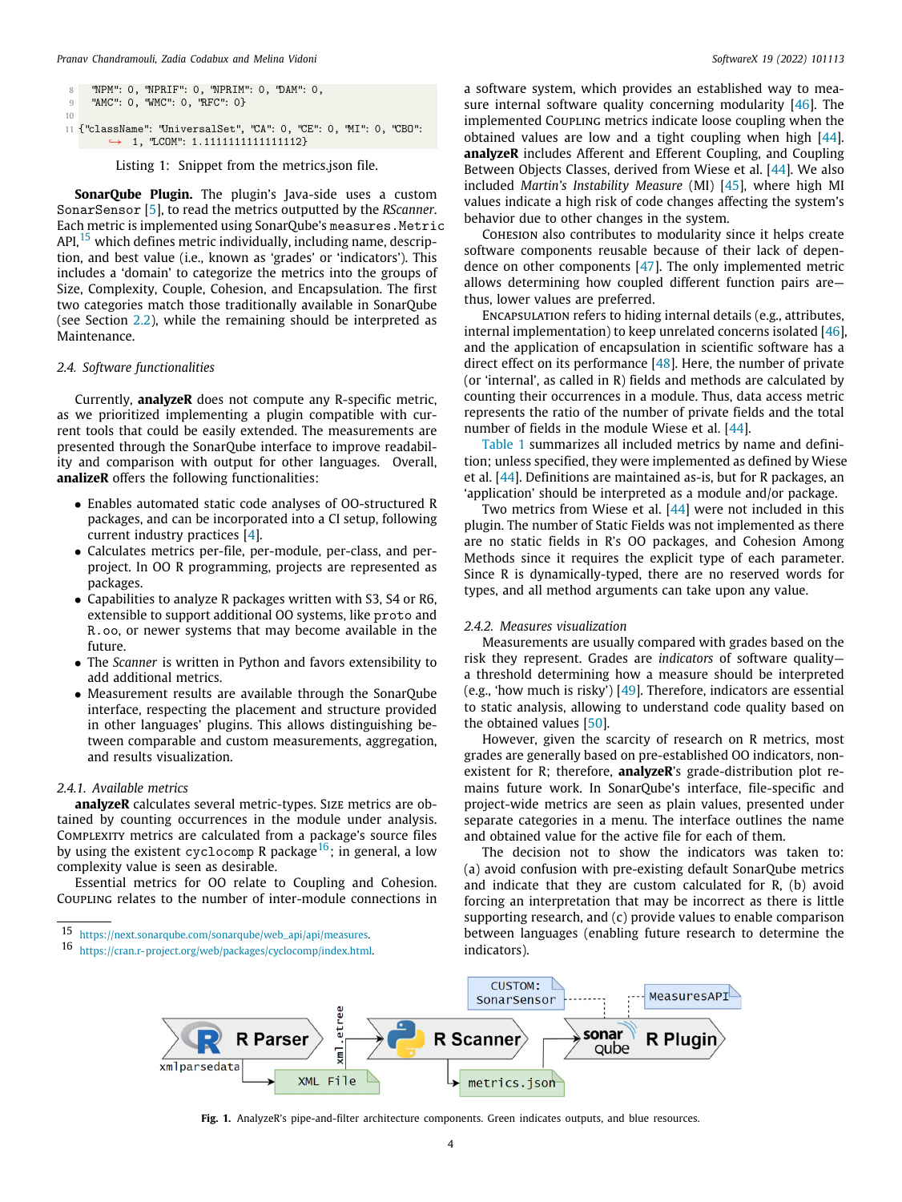```
8     "NPM": 0, "NPRIF": 0, "NPRIM": 0, "DAM": 0,
9     "AMC": 0, "WMC": 0, "RFC": 0}
10
11 {"className": "UniversalSet", "CA": 0, "CE": 0, "MI": 0, "CBO":
       ↪ 1, "LCOM": 1.1111111111111112}
```

Listing 1: Snippet from the metrics.json file.

**SonarQube Plugin.** The plugin's Java-side uses a custom `SonarSensor` [5], to read the metrics outputted by the *RScanner*. Each metric is implemented using SonarQube's `measures.Metric` API,[15] which defines metric individually, including name, description, and best value (i.e., known as 'grades' or 'indicators'). This includes a 'domain' to categorize the metrics into the groups of Size, Complexity, Couple, Cohesion, and Encapsulation. The first two categories match those traditionally available in SonarQube (see Section 2.2), while the remaining should be interpreted as Maintenance.

### 2.4. Software functionalities

Currently, **analyzeR** does not compute any R-specific metric, as we prioritized implementing a plugin compatible with current tools that could be easily extended. The measurements are presented through the SonarQube interface to improve readability and comparison with output for other languages. Overall, **analizeR** offers the following functionalities:

- Enables automated static code analyses of OO-structured R packages, and can be incorporated into a CI setup, following current industry practices [4].
- Calculates metrics per-file, per-module, per-class, and per-project. In OO R programming, projects are represented as packages.
- Capabilities to analyze R packages written with S3, S4 or R6, extensible to support additional OO systems, like `proto` and `R.oo`, or newer systems that may become available in the future.
- The *Scanner* is written in Python and favors extensibility to add additional metrics.
- Measurement results are available through the SonarQube interface, respecting the placement and structure provided in other languages' plugins. This allows distinguishing between comparable and custom measurements, aggregation, and results visualization.

#### 2.4.1. Available metrics

**analyzeR** calculates several metric-types. Size metrics are obtained by counting occurrences in the module under analysis. Complexity metrics are calculated from a package's source files by using the existent `cyclocomp` R package[16]; in general, a low complexity value is seen as desirable.

Essential metrics for OO relate to Coupling and Cohesion. Coupling relates to the number of inter-module connections in a software system, which provides an established way to measure internal software quality concerning modularity [46]. The implemented Coupling metrics indicate loose coupling when the obtained values are low and a tight coupling when high [44]. **analyzeR** includes Afferent and Efferent Coupling, and Coupling Between Objects Classes, derived from Wiese et al. [44]. We also included *Martin's Instability Measure* (MI) [45], where high MI values indicate a high risk of code changes affecting the system's behavior due to other changes in the system.

Cohesion also contributes to modularity since it helps create software components reusable because of their lack of dependence on other components [47]. The only implemented metric allows determining how coupled different function pairs are—thus, lower values are preferred.

Encapsulation refers to hiding internal details (e.g., attributes, internal implementation) to keep unrelated concerns isolated [46], and the application of encapsulation in scientific software has a direct effect on its performance [48]. Here, the number of private (or 'internal', as called in R) fields and methods are calculated by counting their occurrences in a module. Thus, data access metric represents the ratio of the number of private fields and the total number of fields in the module Wiese et al. [44].

Table 1 summarizes all included metrics by name and definition; unless specified, they were implemented as defined by Wiese et al. [44]. Definitions are maintained as-is, but for R packages, an 'application' should be interpreted as a module and/or package.

Two metrics from Wiese et al. [44] were not included in this plugin. The number of Static Fields was not implemented as there are no static fields in R's OO packages, and Cohesion Among Methods since it requires the explicit type of each parameter. Since R is dynamically-typed, there are no reserved words for types, and all method arguments can take upon any value.

#### 2.4.2. Measures visualization

Measurements are usually compared with grades based on the risk they represent. Grades are *indicators* of software quality—a threshold determining how a measure should be interpreted (e.g., 'how much is risky') [49]. Therefore, indicators are essential to static analysis, allowing to understand code quality based on the obtained values [50].

However, given the scarcity of research on R metrics, most grades are generally based on pre-established OO indicators, non-existent for R; therefore, **analyzeR**'s grade-distribution plot remains future work. In SonarQube's interface, file-specific and project-wide metrics are seen as plain values, presented under separate categories in a menu. The interface outlines the name and obtained value for the active file for each of them.

The decision not to show the indicators was taken to: (a) avoid confusion with pre-existing default SonarQube metrics and indicate that they are custom calculated for R, (b) avoid forcing an interpretation that may be incorrect as there is little supporting research, and (c) provide values to enable comparison between languages (enabling future research to determine the indicators).

[15] https://next.sonarqube.com/sonarqube/web_api/api/measures.

[16] https://cran.r-project.org/web/packages/cyclocomp/index.html.

**Fig. 1.** AnalyzeR's pipe-and-filter architecture components. Green indicates outputs, and blue resources.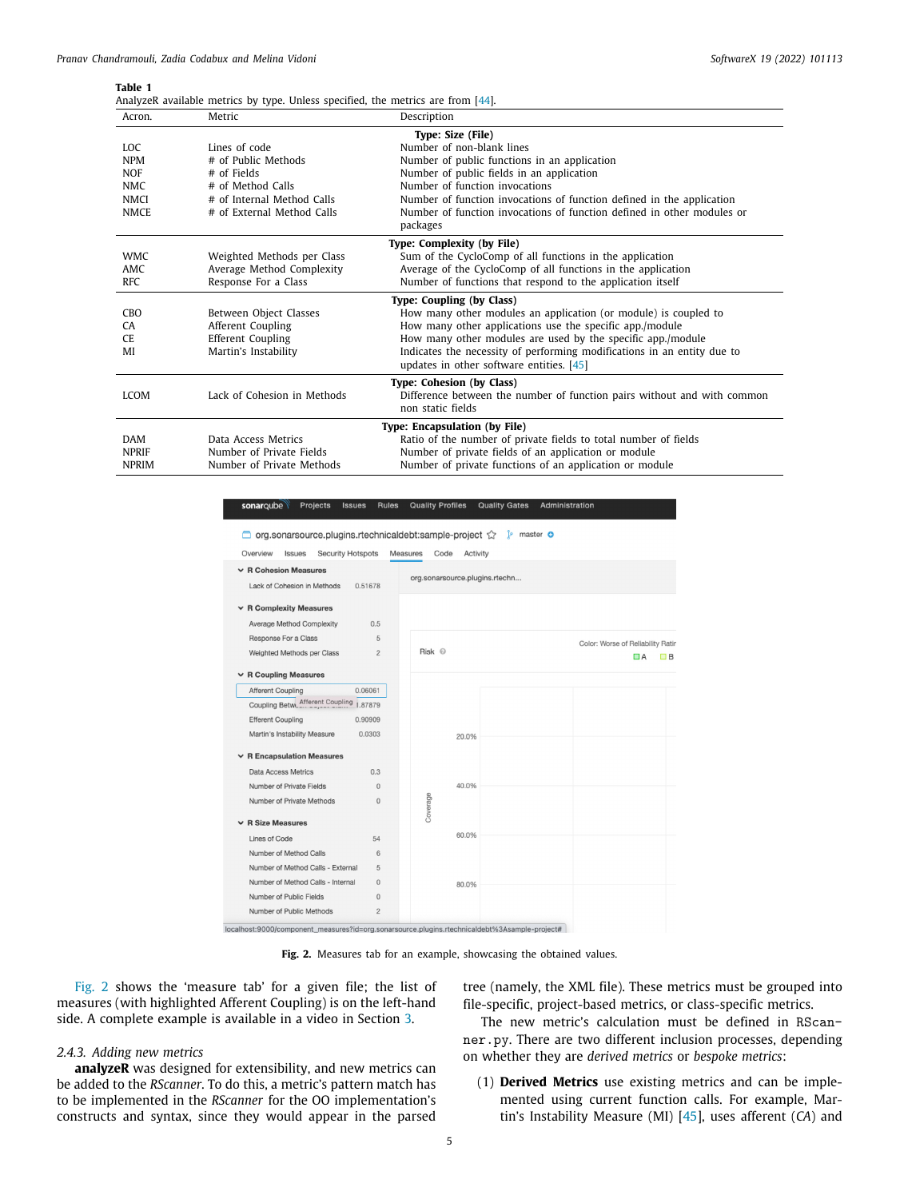**Table 1**
AnalyzeR available metrics by type. Unless specified, the metrics are from [44].

| Acron. | Metric | Description |
|---|---|---|
| | | **Type: Size (File)** |
| LOC | Lines of code | Number of non-blank lines |
| NPM | # of Public Methods | Number of public functions in an application |
| NOF | # of Fields | Number of public fields in an application |
| NMC | # of Method Calls | Number of function invocations |
| NMCI | # of Internal Method Calls | Number of function invocations of function defined in the application |
| NMCE | # of External Method Calls | Number of function invocations of function defined in other modules or packages |
| | | **Type: Complexity (by File)** |
| WMC | Weighted Methods per Class | Sum of the CycloComp of all functions in the application |
| AMC | Average Method Complexity | Average of the CycloComp of all functions in the application |
| RFC | Response For a Class | Number of functions that respond to the application itself |
| | | **Type: Coupling (by Class)** |
| CBO | Between Object Classes | How many other modules an application (or module) is coupled to |
| CA | Afferent Coupling | How many other applications use the specific app./module |
| CE | Efferent Coupling | How many other modules are used by the specific app./module |
| MI | Martin's Instability | Indicates the necessity of performing modifications in an entity due to updates in other software entities. [45] |
| | | **Type: Cohesion (by Class)** |
| LCOM | Lack of Cohesion in Methods | Difference between the number of function pairs without and with common non static fields |
| | | **Type: Encapsulation (by File)** |
| DAM | Data Access Metrics | Ratio of the number of private fields to total number of fields |
| NPRIF | Number of Private Fields | Number of private fields of an application or module |
| NPRIM | Number of Private Methods | Number of private functions of an application or module |

**Fig. 2.** Measures tab for an example, showcasing the obtained values.

Fig. 2 shows the 'measure tab' for a given file; the list of measures (with highlighted Afferent Coupling) is on the left-hand side. A complete example is available in a video in Section 3.

#### 2.4.3. Adding new metrics

**analyzeR** was designed for extensibility, and new metrics can be added to the *RScanner*. To do this, a metric's pattern match has to be implemented in the *RScanner* for the OO implementation's constructs and syntax, since they would appear in the parsed tree (namely, the XML file). These metrics must be grouped into file-specific, project-based metrics, or class-specific metrics.

The new metric's calculation must be defined in `RScanner.py`. There are two different inclusion processes, depending on whether they are *derived metrics* or *bespoke metrics*:

(1) **Derived Metrics** use existing metrics and can be implemented using current function calls. For example, Martin's Instability Measure (MI) [45], uses afferent (*CA*) and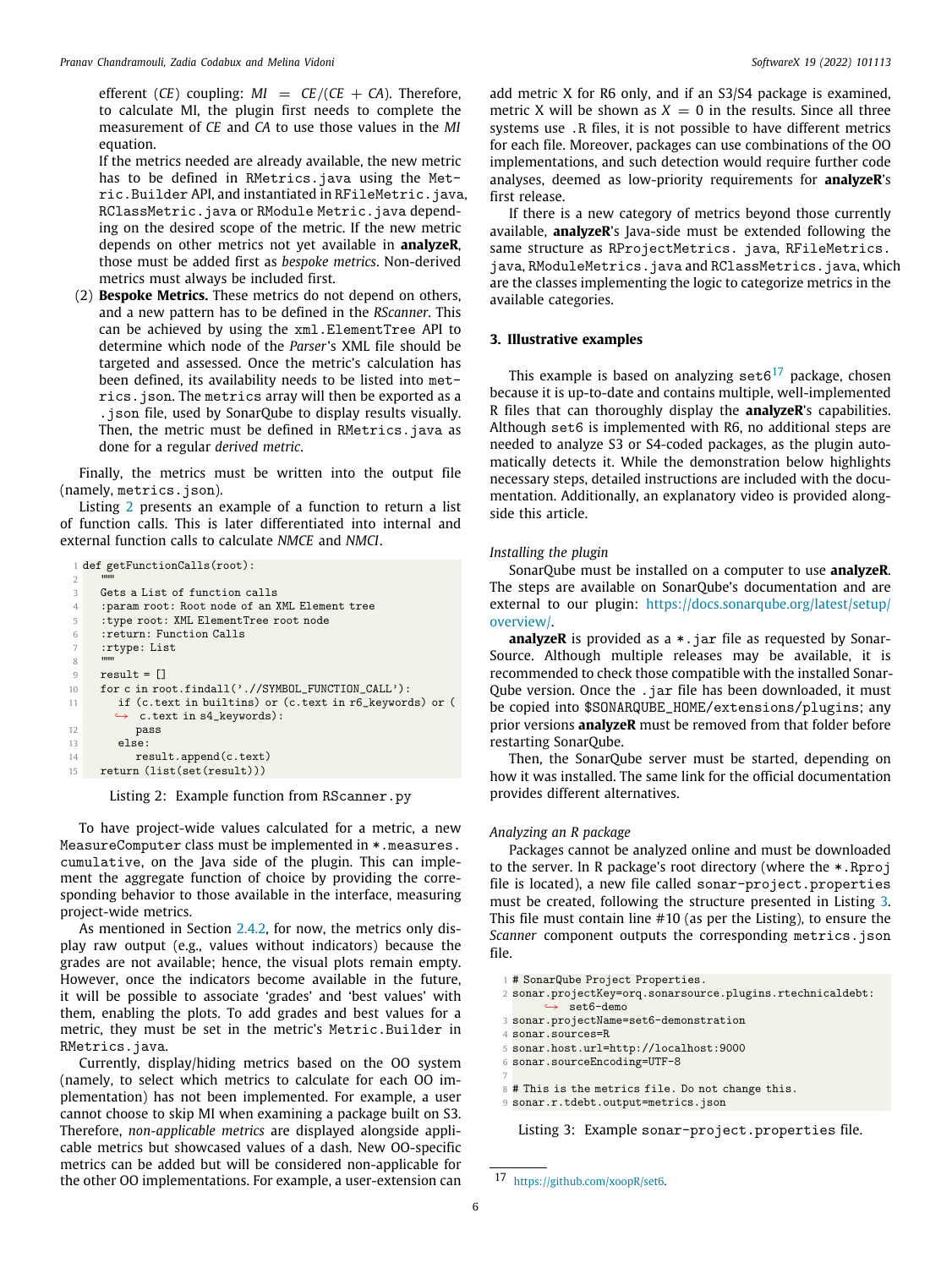efferent ($CE$) coupling: $MI = CE/(CE + CA)$. Therefore, to calculate MI, the plugin first needs to complete the measurement of $CE$ and $CA$ to use those values in the $MI$ equation.

If the metrics needed are already available, the new metric has to be defined in `RMetrics.java` using the `Metric.Builder` API, and instantiated in `RFileMetric.java`, `RClassMetric.java` or `RModule Metric.java` depending on the desired scope of the metric. If the new metric depends on other metrics not yet available in **analyzeR**, those must be added first as *bespoke metrics*. Non-derived metrics must always be included first.

(2) **Bespoke Metrics.** These metrics do not depend on others, and a new pattern has to be defined in the *RScanner*. This can be achieved by using the `xml.ElementTree` API to determine which node of the *Parser*'s XML file should be targeted and assessed. Once the metric's calculation has been defined, its availability needs to be listed into `metrics.json`. The `metrics` array will then be exported as a `.json` file, used by SonarQube to display results visually. Then, the metric must be defined in `RMetrics.java` as done for a regular *derived metric*.

Finally, the metrics must be written into the output file (namely, `metrics.json`).

Listing 2 presents an example of a function to return a list of function calls. This is later differentiated into internal and external function calls to calculate *NMCE* and *NMCI*.

```
def getFunctionCalls(root):
    """
    Gets a List of function calls
    :param root: Root node of an XML Element tree
    :type root: XML ElementTree root node
    :return: Function Calls
    :rtype: List
    """
    result = []
    for c in root.findall('.//SYMBOL_FUNCTION_CALL'):
        if (c.text in builtins) or (c.text in r6_keywords) or (
            c.text in s4_keywords):
            pass
        else:
            result.append(c.text)
    return (list(set(result)))
```

Listing 2: Example function from `RScanner.py`

To have project-wide values calculated for a metric, a new `MeasureComputer` class must be implemented in `*.measures.cumulative`, on the Java side of the plugin. This can implement the aggregate function of choice by providing the corresponding behavior to those available in the interface, measuring project-wide metrics.

As mentioned in Section 2.4.2, for now, the metrics only display raw output (e.g., values without indicators) because the grades are not available; hence, the visual plots remain empty. However, once the indicators become available in the future, it will be possible to associate 'grades' and 'best values' with them, enabling the plots. To add grades and best values for a metric, they must be set in the metric's `Metric.Builder` in `RMetrics.java`.

Currently, display/hiding metrics based on the OO system (namely, to select which metrics to calculate for each OO implementation) has not been implemented. For example, a user cannot choose to skip MI when examining a package built on S3. Therefore, *non-applicable metrics* are displayed alongside applicable metrics but showcased values of a dash. New OO-specific metrics can be added but will be considered non-applicable for the other OO implementations. For example, a user-extension can add metric X for R6 only, and if an S3/S4 package is examined, metric X will be shown as $X = 0$ in the results. Since all three systems use `.R` files, it is not possible to have different metrics for each file. Moreover, packages can use combinations of the OO implementations, and such detection would require further code analyses, deemed as low-priority requirements for **analyzeR**'s first release.

If there is a new category of metrics beyond those currently available, **analyzeR**'s Java-side must be extended following the same structure as `RProjectMetrics. java`, `RFileMetrics. java`, `RModuleMetrics.java` and `RClassMetrics.java`, which are the classes implementing the logic to categorize metrics in the available categories.

## 3. Illustrative examples

This example is based on analyzing `set6`[17] package, chosen because it is up-to-date and contains multiple, well-implemented R files that can thoroughly display the **analyzeR**'s capabilities. Although `set6` is implemented with R6, no additional steps are needed to analyze S3 or S4-coded packages, as the plugin automatically detects it. While the demonstration below highlights necessary steps, detailed instructions are included with the documentation. Additionally, an explanatory video is provided alongside this article.

### *Installing the plugin*

SonarQube must be installed on a computer to use **analyzeR**. The steps are available on SonarQube's documentation and are external to our plugin: https://docs.sonarqube.org/latest/setup/overview/.

**analyzeR** is provided as a `*.jar` file as requested by SonarSource. Although multiple releases may be available, it is recommended to check those compatible with the installed SonarQube version. Once the `.jar` file has been downloaded, it must be copied into `$SONARQUBE_HOME/extensions/plugins`; any prior versions **analyzeR** must be removed from that folder before restarting SonarQube.

Then, the SonarQube server must be started, depending on how it was installed. The same link for the official documentation provides different alternatives.

### *Analyzing an R package*

Packages cannot be analyzed online and must be downloaded to the server. In R package's root directory (where the `*.Rproj` file is located), a new file called `sonar-project.properties` must be created, following the structure presented in Listing 3. This file must contain line #10 (as per the Listing), to ensure the *Scanner* component outputs the corresponding `metrics.json` file.

```
# SonarQube Project Properties.
sonar.projectKey=orq.sonarsource.plugins.rtechnicaldebt:
    set6-demo
sonar.projectName=set6-demonstration
sonar.sources=R
sonar.host.url=http://localhost:9000
sonar.sourceEncoding=UTF-8

# This is the metrics file. Do not change this.
sonar.r.tdebt.output=metrics.json
```

Listing 3: Example `sonar-project.properties` file.

[17] https://github.com/xoopR/set6.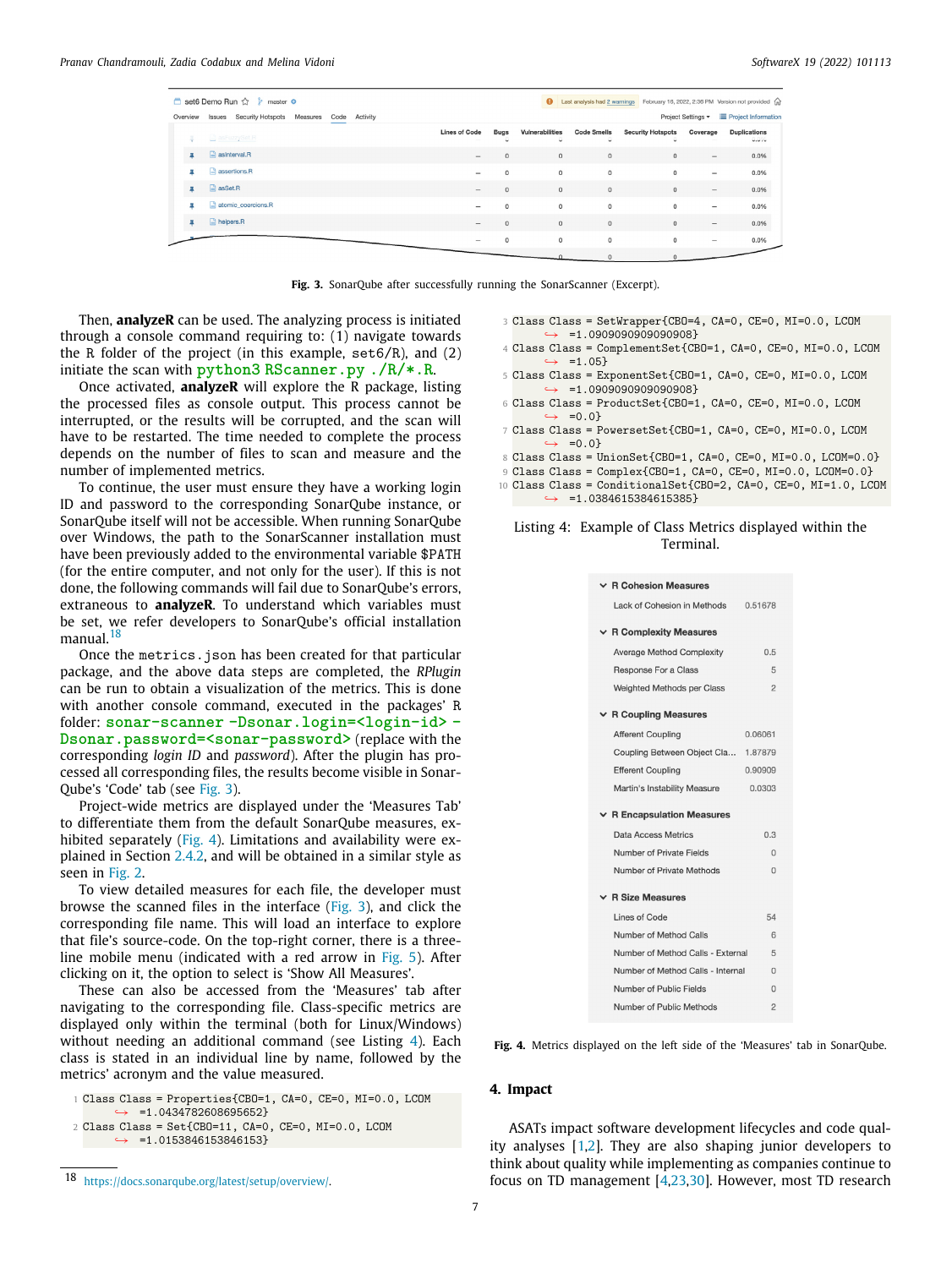Fig. 3. SonarQube after successfully running the SonarScanner (Excerpt).

Then, **analyzeR** can be used. The analyzing process is initiated through a console command requiring to: (1) navigate towards the R folder of the project (in this example, `set6/R`), and (2) initiate the scan with `python3 RScanner.py ./R/*.R`.

Once activated, **analyzeR** will explore the R package, listing the processed files as console output. This process cannot be interrupted, or the results will be corrupted, and the scan will have to be restarted. The time needed to complete the process depends on the number of files to scan and measure and the number of implemented metrics.

To continue, the user must ensure they have a working login ID and password to the corresponding SonarQube instance, or SonarQube itself will not be accessible. When running SonarQube over Windows, the path to the SonarScanner installation must have been previously added to the environmental variable `$PATH` (for the entire computer, and not only for the user). If this is not done, the following commands will fail due to SonarQube's errors, extraneous to **analyzeR**. To understand which variables must be set, we refer developers to SonarQube's official installation manual.[18]

Once the `metrics.json` has been created for that particular package, and the above data steps are completed, the *RPlugin* can be run to obtain a visualization of the metrics. This is done with another console command, executed in the packages' R folder: `sonar-scanner -Dsonar.login=<login-id> -Dsonar.password=<sonar-password>` (replace with the corresponding *login ID* and *password*). After the plugin has processed all corresponding files, the results become visible in SonarQube's 'Code' tab (see Fig. 3).

Project-wide metrics are displayed under the 'Measures Tab' to differentiate them from the default SonarQube measures, exhibited separately (Fig. 4). Limitations and availability were explained in Section 2.4.2, and will be obtained in a similar style as seen in Fig. 2.

To view detailed measures for each file, the developer must browse the scanned files in the interface (Fig. 3), and click the corresponding file name. This will load an interface to explore that file's source-code. On the top-right corner, there is a three-line mobile menu (indicated with a red arrow in Fig. 5). After clicking on it, the option to select is 'Show All Measures'.

These can also be accessed from the 'Measures' tab after navigating to the corresponding file. Class-specific metrics are displayed only within the terminal (both for Linux/Windows) without needing an additional command (see Listing 4). Each class is stated in an individual line by name, followed by the metrics' acronym and the value measured.

```
Class Class = Properties{CBO=1, CA=0, CE=0, MI=0.0, LCOM
    =1.0434782608695652}
Class Class = Set{CBO=11, CA=0, CE=0, MI=0.0, LCOM
    =1.0153846153846153}
Class Class = SetWrapper{CBO=4, CA=0, CE=0, MI=0.0, LCOM
    =1.0909090909090908}
Class Class = ComplementSet{CBO=1, CA=0, CE=0, MI=0.0, LCOM
    =1.05}
Class Class = ExponentSet{CBO=1, CA=0, CE=0, MI=0.0, LCOM
    =1.0909090909090908}
Class Class = ProductSet{CBO=1, CA=0, CE=0, MI=0.0, LCOM
    =0.0}
Class Class = PowersetSet{CBO=1, CA=0, CE=0, MI=0.0, LCOM
    =0.0}
Class Class = UnionSet{CBO=1, CA=0, CE=0, MI=0.0, LCOM=0.0}
Class Class = Complex{CBO=1, CA=0, CE=0, MI=0.0, LCOM=0.0}
Class Class = ConditionalSet{CBO=2, CA=0, CE=0, MI=1.0, LCOM
    =1.0384615384615385}
```

Listing 4: Example of Class Metrics displayed within the Terminal.

Fig. 4. Metrics displayed on the left side of the 'Measures' tab in SonarQube.

## 4. Impact

ASATs impact software development lifecycles and code quality analyses [1,2]. They are also shaping junior developers to think about quality while implementing as companies continue to focus on TD management [4,23,30]. However, most TD research

[18] https://docs.sonarqube.org/latest/setup/overview/.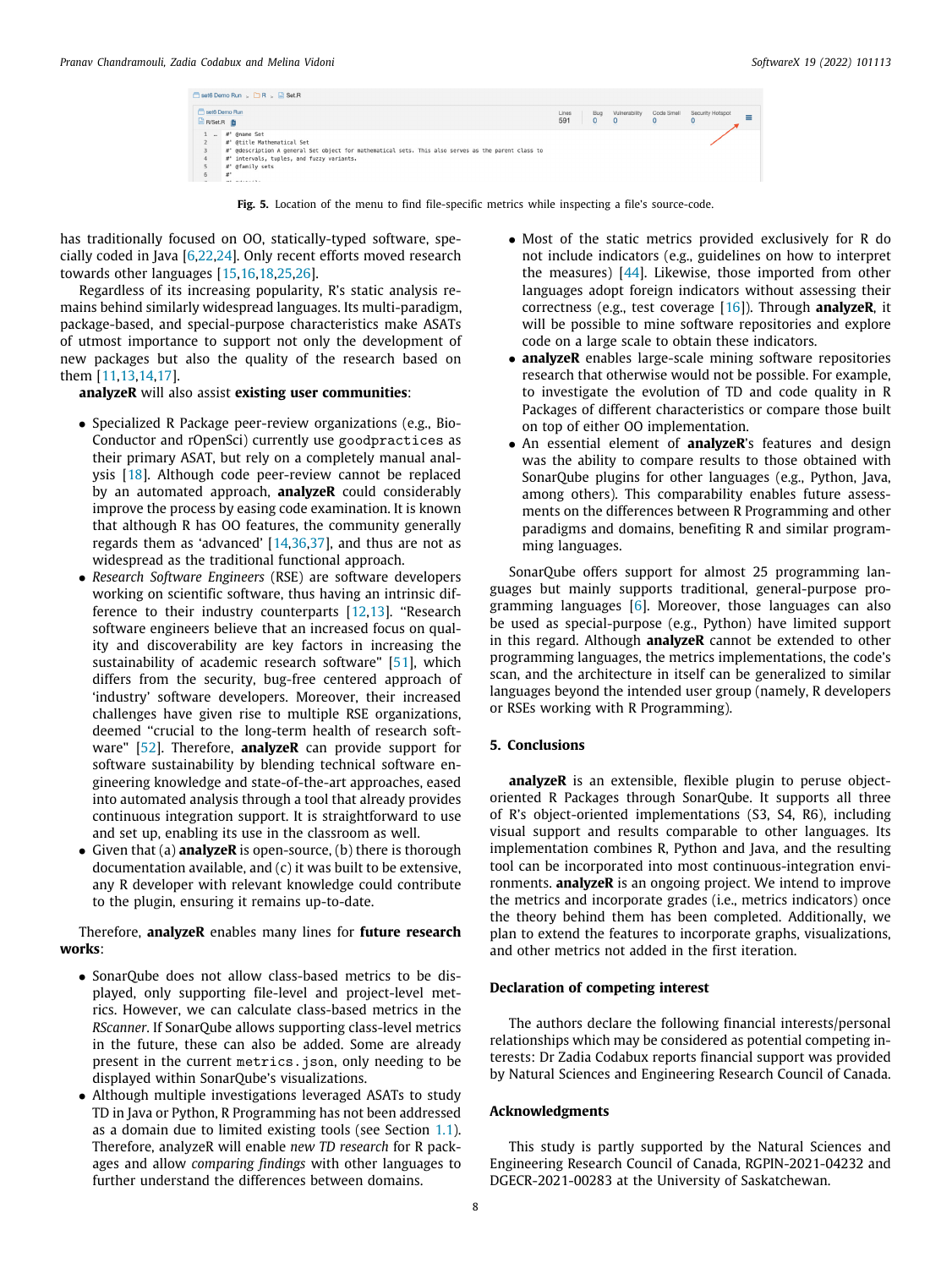Fig. 5. Location of the menu to find file-specific metrics while inspecting a file's source-code.

has traditionally focused on OO, statically-typed software, specially coded in Java [6,22,24]. Only recent efforts moved research towards other languages [15,16,18,25,26].

Regardless of its increasing popularity, R's static analysis remains behind similarly widespread languages. Its multi-paradigm, package-based, and special-purpose characteristics make ASATs of utmost importance to support not only the development of new packages but also the quality of the research based on them [11,13,14,17].

**analyzeR** will also assist **existing user communities**:

- Specialized R Package peer-review organizations (e.g., BioConductor and rOpenSci) currently use `goodpractices` as their primary ASAT, but rely on a completely manual analysis [18]. Although code peer-review cannot be replaced by an automated approach, **analyzeR** could considerably improve the process by easing code examination. It is known that although R has OO features, the community generally regards them as 'advanced' [14,36,37], and thus are not as widespread as the traditional functional approach.
- *Research Software Engineers* (RSE) are software developers working on scientific software, thus having an intrinsic difference to their industry counterparts [12,13]. "Research software engineers believe that an increased focus on quality and discoverability are key factors in increasing the sustainability of academic research software" [51], which differs from the security, bug-free centered approach of 'industry' software developers. Moreover, their increased challenges have given rise to multiple RSE organizations, deemed "crucial to the long-term health of research software" [52]. Therefore, **analyzeR** can provide support for software sustainability by blending technical software engineering knowledge and state-of-the-art approaches, eased into automated analysis through a tool that already provides continuous integration support. It is straightforward to use and set up, enabling its use in the classroom as well.
- Given that (a) **analyzeR** is open-source, (b) there is thorough documentation available, and (c) it was built to be extensive, any R developer with relevant knowledge could contribute to the plugin, ensuring it remains up-to-date.

Therefore, **analyzeR** enables many lines for **future research works**:

- SonarQube does not allow class-based metrics to be displayed, only supporting file-level and project-level metrics. However, we can calculate class-based metrics in the *RScanner*. If SonarQube allows supporting class-level metrics in the future, these can also be added. Some are already present in the current `metrics.json`, only needing to be displayed within SonarQube's visualizations.
- Although multiple investigations leveraged ASATs to study TD in Java or Python, R Programming has not been addressed as a domain due to limited existing tools (see Section 1.1). Therefore, analyzeR will enable *new TD research* for R packages and allow *comparing findings* with other languages to further understand the differences between domains.
- Most of the static metrics provided exclusively for R do not include indicators (e.g., guidelines on how to interpret the measures) [44]. Likewise, those imported from other languages adopt foreign indicators without assessing their correctness (e.g., test coverage [16]). Through **analyzeR**, it will be possible to mine software repositories and explore code on a large scale to obtain these indicators.
- **analyzeR** enables large-scale mining software repositories research that otherwise would not be possible. For example, to investigate the evolution of TD and code quality in R Packages of different characteristics or compare those built on top of either OO implementation.
- An essential element of **analyzeR**'s features and design was the ability to compare results to those obtained with SonarQube plugins for other languages (e.g., Python, Java, among others). This comparability enables future assessments on the differences between R Programming and other paradigms and domains, benefiting R and similar programming languages.

SonarQube offers support for almost 25 programming languages but mainly supports traditional, general-purpose programming languages [6]. Moreover, those languages can also be used as special-purpose (e.g., Python) have limited support in this regard. Although **analyzeR** cannot be extended to other programming languages, the metrics implementations, the code's scan, and the architecture in itself can be generalized to similar languages beyond the intended user group (namely, R developers or RSEs working with R Programming).

## 5. Conclusions

**analyzeR** is an extensible, flexible plugin to peruse object-oriented R Packages through SonarQube. It supports all three of R's object-oriented implementations (S3, S4, R6), including visual support and results comparable to other languages. Its implementation combines R, Python and Java, and the resulting tool can be incorporated into most continuous-integration environments. **analyzeR** is an ongoing project. We intend to improve the metrics and incorporate grades (i.e., metrics indicators) once the theory behind them has been completed. Additionally, we plan to extend the features to incorporate graphs, visualizations, and other metrics not added in the first iteration.

## Declaration of competing interest

The authors declare the following financial interests/personal relationships which may be considered as potential competing interests: Dr Zadia Codabux reports financial support was provided by Natural Sciences and Engineering Research Council of Canada.

## Acknowledgments

This study is partly supported by the Natural Sciences and Engineering Research Council of Canada, RGPIN-2021-04232 and DGECR-2021-00283 at the University of Saskatchewan.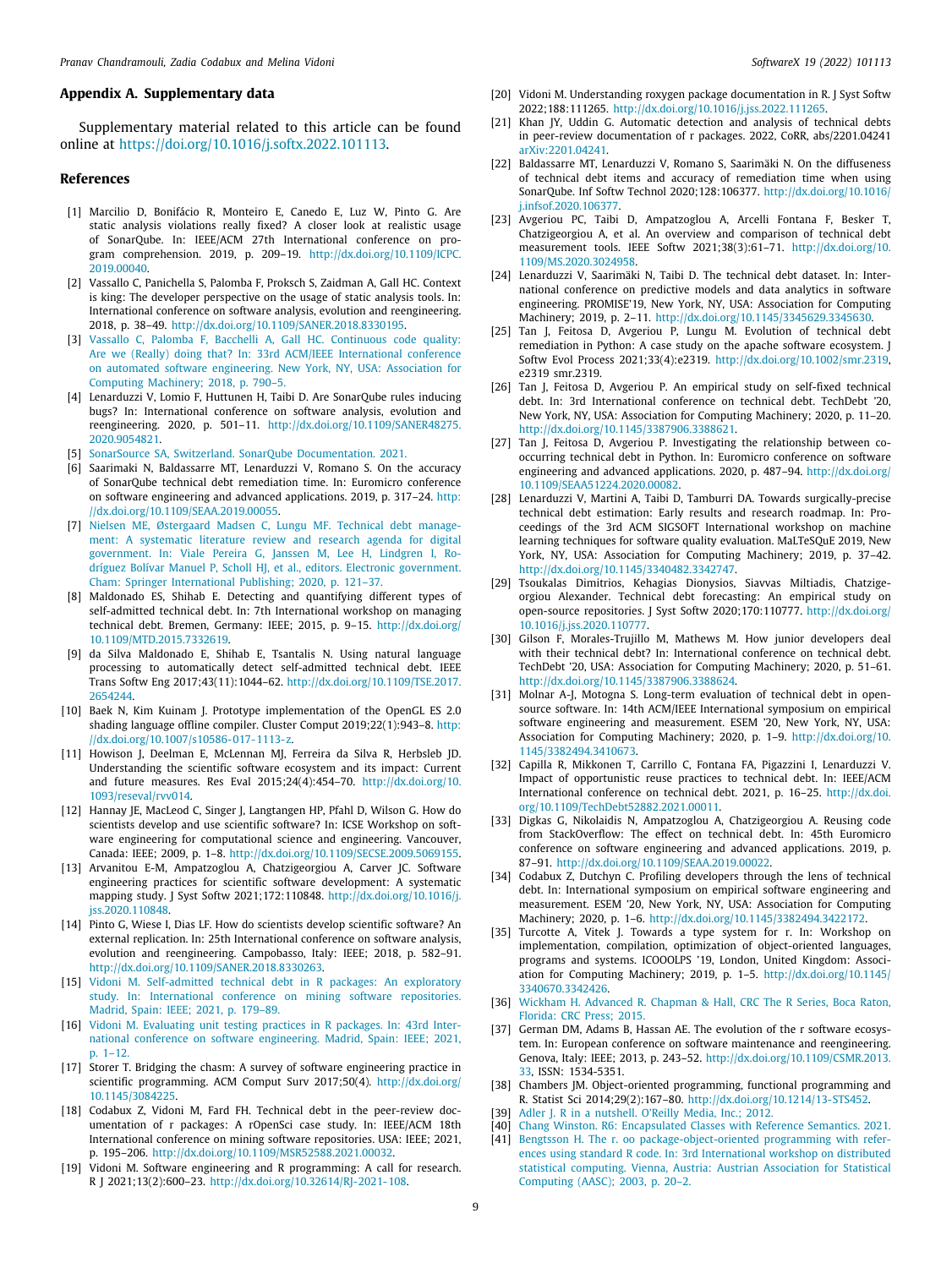## Appendix A. Supplementary data

Supplementary material related to this article can be found online at https://doi.org/10.1016/j.softx.2022.101113.

## References

[1] Marcilio D, Bonifácio R, Monteiro E, Canedo E, Luz W, Pinto G. Are static analysis violations really fixed? A closer look at realistic usage of SonarQube. In: IEEE/ACM 27th International conference on program comprehension. 2019, p. 209–19. http://dx.doi.org/10.1109/ICPC.2019.00040.

[2] Vassallo C, Panichella S, Palomba F, Proksch S, Zaidman A, Gall HC. Context is king: The developer perspective on the usage of static analysis tools. In: International conference on software analysis, evolution and reengineering. 2018, p. 38–49. http://dx.doi.org/10.1109/SANER.2018.8330195.

[3] Vassallo C, Palomba F, Bacchelli A, Gall HC. Continuous code quality: Are we (Really) doing that? In: 33rd ACM/IEEE International conference on automated software engineering. New York, NY, USA: Association for Computing Machinery; 2018, p. 790–5.

[4] Lenarduzzi V, Lomio F, Huttunen H, Taibi D. Are SonarQube rules inducing bugs? In: International conference on software analysis, evolution and reengineering. 2020, p. 501–11. http://dx.doi.org/10.1109/SANER48275.2020.9054821.

[5] SonarSource SA, Switzerland. SonarQube Documentation. 2021.

[6] Saarimaki N, Baldassarre MT, Lenarduzzi V, Romano S. On the accuracy of SonarQube technical debt remediation time. In: Euromicro conference on software engineering and advanced applications. 2019, p. 317–24. http://dx.doi.org/10.1109/SEAA.2019.00055.

[7] Nielsen ME, Østergaard Madsen C, Lungu MF. Technical debt management: A systematic literature review and research agenda for digital government. In: Viale Pereira G, Janssen M, Lee H, Lindgren I, Rodríguez Bolívar Manuel P, Scholl HJ, et al., editors. Electronic government. Cham: Springer International Publishing; 2020, p. 121–37.

[8] Maldonado ES, Shihab E. Detecting and quantifying different types of self-admitted technical debt. In: 7th International workshop on managing technical debt. Bremen, Germany: IEEE; 2015, p. 9–15. http://dx.doi.org/10.1109/MTD.2015.7332619.

[9] da Silva Maldonado E, Shihab E, Tsantalis N. Using natural language processing to automatically detect self-admitted technical debt. IEEE Trans Softw Eng 2017;43(11):1044–62. http://dx.doi.org/10.1109/TSE.2017.2654244.

[10] Baek N, Kim Kuinam J. Prototype implementation of the OpenGL ES 2.0 shading language offline compiler. Cluster Comput 2019;22(1):943–8. http://dx.doi.org/10.1007/s10586-017-1113-z.

[11] Howison J, Deelman E, McLennan MJ, Ferreira da Silva R, Herbsleb JD. Understanding the scientific software ecosystem and its impact: Current and future measures. Res Eval 2015;24(4):454–70. http://dx.doi.org/10.1093/reseval/rvv014.

[12] Hannay JE, MacLeod C, Singer J, Langtangen HP, Pfahl D, Wilson G. How do scientists develop and use scientific software? In: ICSE Workshop on software engineering for computational science and engineering. Vancouver, Canada: IEEE; 2009, p. 1–8. http://dx.doi.org/10.1109/SECSE.2009.5069155.

[13] Arvanitou E-M, Ampatzoglou A, Chatzigeorgiou A, Carver JC. Software engineering practices for scientific software development: A systematic mapping study. J Syst Softw 2021;172:110848. http://dx.doi.org/10.1016/j.jss.2020.110848.

[14] Pinto G, Wiese I, Dias LF. How do scientists develop scientific software? An external replication. In: 25th International conference on software analysis, evolution and reengineering. Campobasso, Italy: IEEE; 2018, p. 582–91. http://dx.doi.org/10.1109/SANER.2018.8330263.

[15] Vidoni M. Self-admitted technical debt in R packages: An exploratory study. In: International conference on mining software repositories. Madrid, Spain: IEEE; 2021, p. 179–89.

[16] Vidoni M. Evaluating unit testing practices in R packages. In: 43rd International conference on software engineering. Madrid, Spain: IEEE; 2021, p. 1–12.

[17] Storer T. Bridging the chasm: A survey of software engineering practice in scientific programming. ACM Comput Surv 2017;50(4). http://dx.doi.org/10.1145/3084225.

[18] Codabux Z, Vidoni M, Fard FH. Technical debt in the peer-review documentation of r packages: A rOpenSci case study. In: IEEE/ACM 18th International conference on mining software repositories. USA: IEEE; 2021, p. 195–206. http://dx.doi.org/10.1109/MSR52588.2021.00032.

[19] Vidoni M. Software engineering and R programming: A call for research. R J 2021;13(2):600–23. http://dx.doi.org/10.32614/RJ-2021-108.

[20] Vidoni M. Understanding roxygen package documentation in R. J Syst Softw 2022;188:111265. http://dx.doi.org/10.1016/j.jss.2022.111265.

[21] Khan JY, Uddin G. Automatic detection and analysis of technical debts in peer-review documentation of r packages. 2022, CoRR, abs/2201.04241 arXiv:2201.04241.

[22] Baldassarre MT, Lenarduzzi V, Romano S, Saarimäki N. On the diffuseness of technical debt items and accuracy of remediation time when using SonarQube. Inf Softw Technol 2020;128:106377. http://dx.doi.org/10.1016/j.infsof.2020.106377.

[23] Avgeriou PC, Taibi D, Ampatzoglou A, Arcelli Fontana F, Besker T, Chatzigeorgiou A, et al. An overview and comparison of technical debt measurement tools. IEEE Softw 2021;38(3):61–71. http://dx.doi.org/10.1109/MS.2020.3024958.

[24] Lenarduzzi V, Saarimäki N, Taibi D. The technical debt dataset. In: International conference on predictive models and data analytics in software engineering. PROMISE'19, New York, NY, USA: Association for Computing Machinery; 2019, p. 2–11. http://dx.doi.org/10.1145/3345629.3345630.

[25] Tan J, Feitosa D, Avgeriou P, Lungu M. Evolution of technical debt remediation in Python: A case study on the apache software ecosystem. J Softw Evol Process 2021;33(4):e2319. http://dx.doi.org/10.1002/smr.2319, e2319 smr.2319.

[26] Tan J, Feitosa D, Avgeriou P. An empirical study on self-fixed technical debt. In: 3rd International conference on technical debt. TechDebt '20, New York, NY, USA: Association for Computing Machinery; 2020, p. 11–20. http://dx.doi.org/10.1145/3387906.3388621.

[27] Tan J, Feitosa D, Avgeriou P. Investigating the relationship between co-occurring technical debt in Python. In: Euromicro conference on software engineering and advanced applications. 2020, p. 487–94. http://dx.doi.org/10.1109/SEAA51224.2020.00082.

[28] Lenarduzzi V, Martini A, Taibi D, Tamburri DA. Towards surgically-precise technical debt estimation: Early results and research roadmap. In: Proceedings of the 3rd ACM SIGSOFT International workshop on machine learning techniques for software quality evaluation. MaLTeSQuE 2019, New York, NY, USA: Association for Computing Machinery; 2019, p. 37–42. http://dx.doi.org/10.1145/3340482.3342747.

[29] Tsoukalas Dimitrios, Kehagias Dionysios, Siavvas Miltiadis, Chatzigeorgiou Alexander. Technical debt forecasting: An empirical study on open-source repositories. J Syst Softw 2020;170:110777. http://dx.doi.org/10.1016/j.jss.2020.110777.

[30] Gilson F, Morales-Trujillo M, Mathews M. How junior developers deal with their technical debt? In: International conference on technical debt. TechDebt '20, USA: Association for Computing Machinery; 2020, p. 51–61. http://dx.doi.org/10.1145/3387906.3388624.

[31] Molnar A-J, Motogna S. Long-term evaluation of technical debt in open-source software. In: 14th ACM/IEEE International symposium on empirical software engineering and measurement. ESEM '20, New York, NY, USA: Association for Computing Machinery; 2020, p. 1–9. http://dx.doi.org/10.1145/3382494.3410673.

[32] Capilla R, Mikkonen T, Carrillo C, Fontana FA, Pigazzini I, Lenarduzzi V. Impact of opportunistic reuse practices to technical debt. In: IEEE/ACM International conference on technical debt. 2021, p. 16–25. http://dx.doi.org/10.1109/TechDebt52882.2021.00011.

[33] Digkas G, Nikolaidis N, Ampatzoglou A, Chatzigeorgiou A. Reusing code from StackOverflow: The effect on technical debt. In: 45th Euromicro conference on software engineering and advanced applications. 2019, p. 87–91. http://dx.doi.org/10.1109/SEAA.2019.00022.

[34] Codabux Z, Dutchyn C. Profiling developers through the lens of technical debt. In: International symposium on empirical software engineering and measurement. ESEM '20, New York, NY, USA: Association for Computing Machinery; 2020, p. 1–6. http://dx.doi.org/10.1145/3382494.3422172.

[35] Turcotte A, Vitek J. Towards a type system for r. In: Workshop on implementation, compilation, optimization of object-oriented languages, programs and systems. ICOOOLPS '19, London, United Kingdom: Association for Computing Machinery; 2019, p. 1–5. http://dx.doi.org/10.1145/3340670.3342426.

[36] Wickham H. Advanced R. Chapman & Hall, CRC The R Series, Boca Raton, Florida: CRC Press; 2015.

[37] German DM, Adams B, Hassan AE. The evolution of the r software ecosystem. In: European conference on software maintenance and reengineering. Genova, Italy: IEEE; 2013, p. 243–52. http://dx.doi.org/10.1109/CSMR.2013.33, ISSN: 1534-5351.

[38] Chambers JM. Object-oriented programming, functional programming and R. Statist Sci 2014;29(2):167–80. http://dx.doi.org/10.1214/13-STS452.

[39] Adler J. R in a nutshell. O'Reilly Media, Inc.; 2012.

[40] Chang Winston. R6: Encapsulated Classes with Reference Semantics. 2021.

[41] Bengtsson H. The r. oo package-object-oriented programming with references using standard R code. In: 3rd International workshop on distributed statistical computing. Vienna, Austria: Austrian Association for Statistical Computing (AASC); 2003, p. 20–2.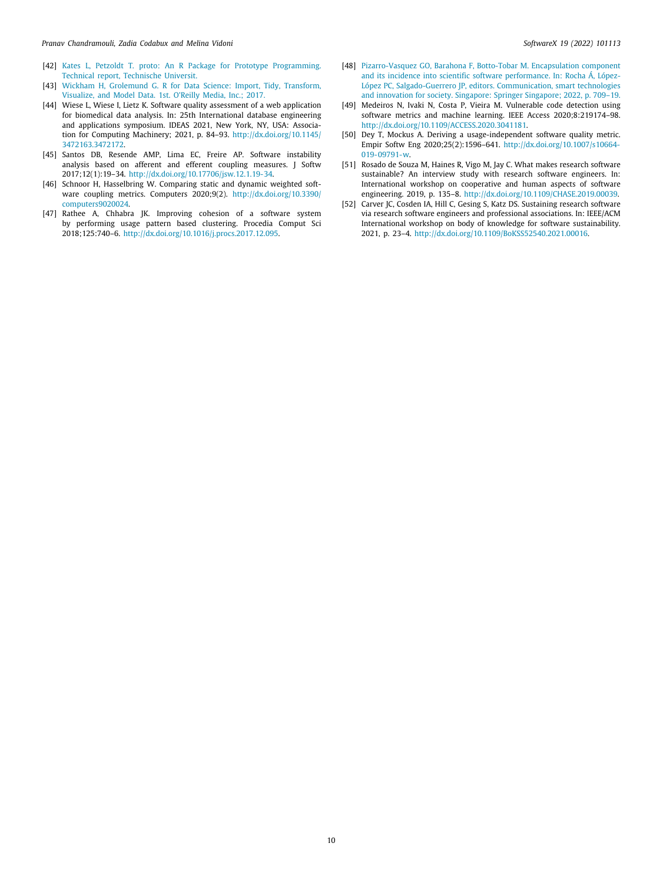[42] Kates L, Petzoldt T. proto: An R Package for Prototype Programming. Technical report, Technische Universit.

[43] Wickham H, Grolemund G. R for Data Science: Import, Tidy, Transform, Visualize, and Model Data. 1st. O'Reilly Media, Inc.; 2017.

[44] Wiese L, Wiese I, Lietz K. Software quality assessment of a web application for biomedical data analysis. In: 25th International database engineering and applications symposium. IDEAS 2021, New York, NY, USA: Association for Computing Machinery; 2021, p. 84–93. http://dx.doi.org/10.1145/3472163.3472172.

[45] Santos DB, Resende AMP, Lima EC, Freire AP. Software instability analysis based on afferent and efferent coupling measures. J Softw 2017;12(1):19–34. http://dx.doi.org/10.17706/jsw.12.1.19-34.

[46] Schnoor H, Hasselbring W. Comparing static and dynamic weighted software coupling metrics. Computers 2020;9(2). http://dx.doi.org/10.3390/computers9020024.

[47] Rathee A, Chhabra JK. Improving cohesion of a software system by performing usage pattern based clustering. Procedia Comput Sci 2018;125:740–6. http://dx.doi.org/10.1016/j.procs.2017.12.095.

[48] Pizarro-Vasquez GO, Barahona F, Botto-Tobar M. Encapsulation component and its incidence into scientific software performance. In: Rocha Á, López-López PC, Salgado-Guerrero JP, editors. Communication, smart technologies and innovation for society. Singapore: Springer Singapore; 2022, p. 709–19.

[49] Medeiros N, Ivaki N, Costa P, Vieira M. Vulnerable code detection using software metrics and machine learning. IEEE Access 2020;8:219174–98. http://dx.doi.org/10.1109/ACCESS.2020.3041181.

[50] Dey T, Mockus A. Deriving a usage-independent software quality metric. Empir Softw Eng 2020;25(2):1596–641. http://dx.doi.org/10.1007/s10664-019-09791-w.

[51] Rosado de Souza M, Haines R, Vigo M, Jay C. What makes research software sustainable? An interview study with research software engineers. In: International workshop on cooperative and human aspects of software engineering. 2019, p. 135–8. http://dx.doi.org/10.1109/CHASE.2019.00039.

[52] Carver JC, Cosden IA, Hill C, Gesing S, Katz DS. Sustaining research software via research software engineers and professional associations. In: IEEE/ACM International workshop on body of knowledge for software sustainability. 2021, p. 23–4. http://dx.doi.org/10.1109/BoKSS52540.2021.00016.